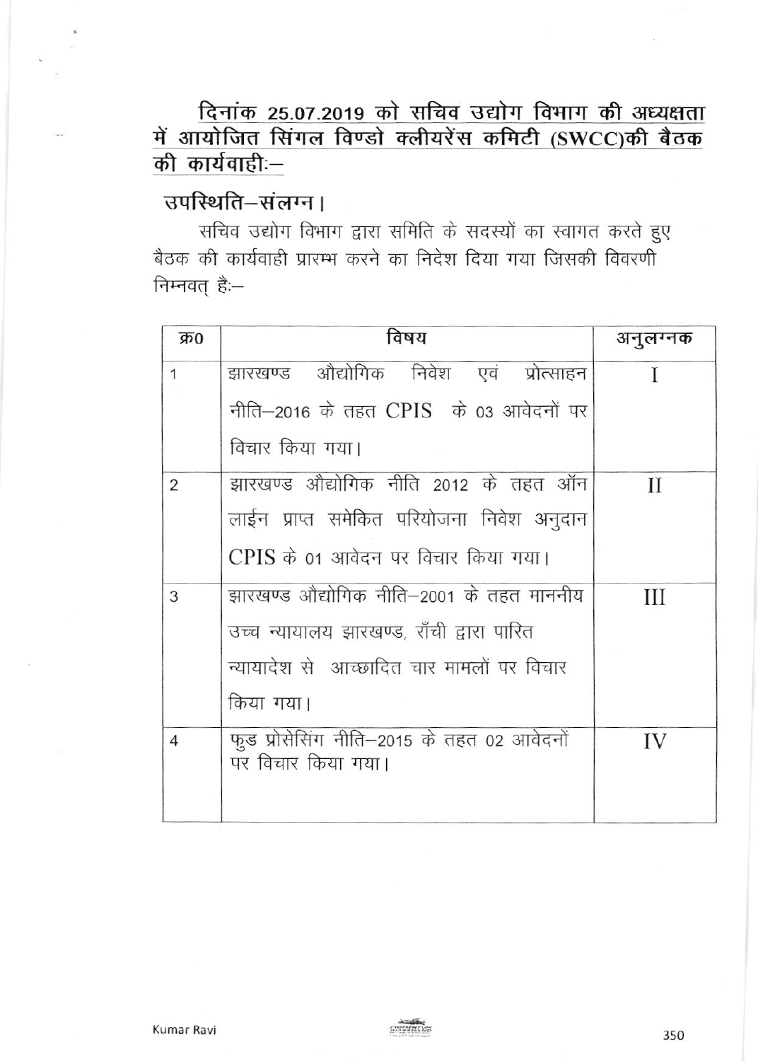## दिनांक 25.07.2019 को सचिव उद्योग विभाग की अध्यक्षता में आयोजित सिंगल विण्डो क्लीयरेंस कमिटी (SWCC)की बैठक की कार्यवाहीः–

### उपस्थिति–संलग्न।

सचिव उद्योग विभाग द्वारा समिति के सदस्यों का स्वागत करते हुए बैठक की कार्यवाही प्रारम्भ करने का निदेश दिया गया जिसकी विवरणी निम्नवत् हैः–

| क्र0 | विषय | अनुलग्नक |
|---|---|---|
| 1 | झारखण्ड औद्योगिक निवेश एवं प्रोत्साहन नीति–2016 के तहत CPIS के 03 आवेदनों पर विचार किया गया। | I |
| 2 | झारखण्ड औद्योगिक नीति 2012 के तहत ऑन लाईन प्राप्त समेकित परियोजना निवेश अनुदान CPIS के 01 आवेदन पर विचार किया गया। | II |
| 3 | झारखण्ड औद्योगिक नीति–2001 के तहत माननीय उच्च न्यायालय झारखण्ड, राँची द्वारा पारित न्यायादेश से आच्छादित चार मामलों पर विचार किया गया। | III |
| 4 | फुड प्रोसेसिंग नीति–2015 के तहत 02 आवेदनों पर विचार किया गया। | IV |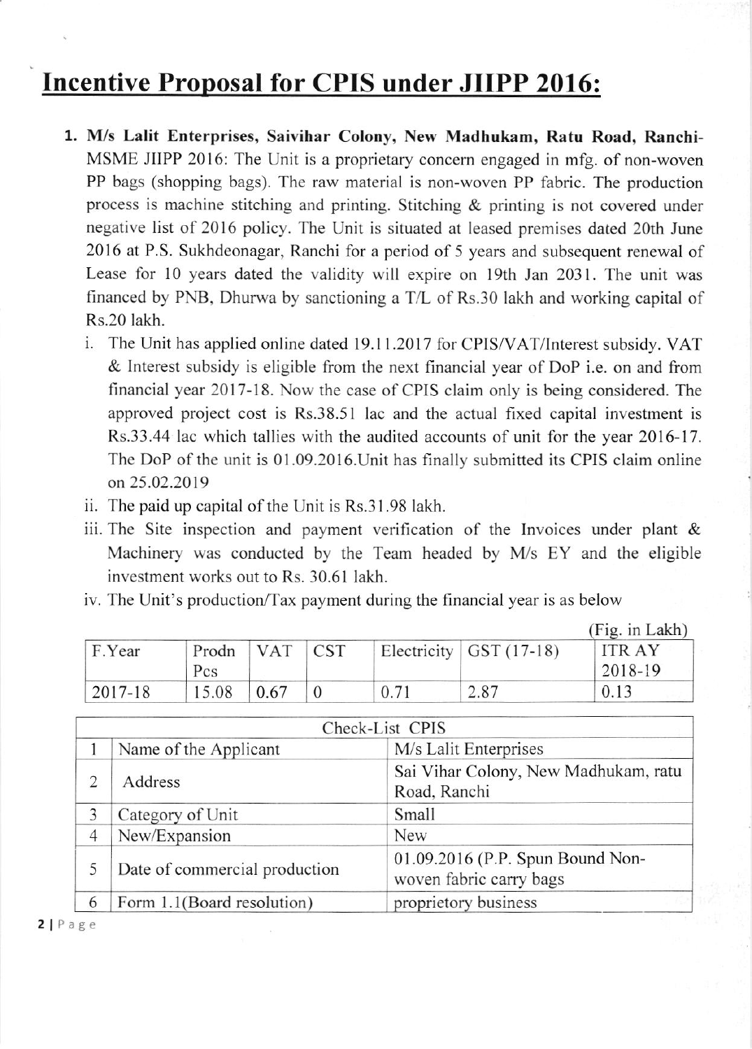# Incentive Proposal for CPIS under JIIPP 2016:

1. **M/s Lalit Enterprises, Saivihar Colony, New Madhukam, Ratu Road, Ranchi-** MSME JIIPP 2016: The Unit is a proprietary concern engaged in mfg. of non-woven PP bags (shopping bags). The raw material is non-woven PP fabric. The production process is machine stitching and printing. Stitching & printing is not covered under negative list of 2016 policy. The Unit is situated at leased premises dated 20th June 2016 at P.S. Sukhdeonagar, Ranchi for a period of 5 years and subsequent renewal of Lease for 10 years dated the validity will expire on 19th Jan 2031. The unit was financed by PNB, Dhurwa by sanctioning a T/L of Rs.30 lakh and working capital of Rs.20 lakh.

   i. The Unit has applied online dated 19.11.2017 for CPIS/VAT/Interest subsidy. VAT & Interest subsidy is eligible from the next financial year of DoP i.e. on and from financial year 2017-18. Now the case of CPIS claim only is being considered. The approved project cost is Rs.38.51 lac and the actual fixed capital investment is Rs.33.44 lac which tallies with the audited accounts of unit for the year 2016-17. The DoP of the unit is 01.09.2016.Unit has finally submitted its CPIS claim online on 25.02.2019

   ii. The paid up capital of the Unit is Rs.31.98 lakh.

   iii. The Site inspection and payment verification of the Invoices under plant & Machinery was conducted by the Team headed by M/s EY and the eligible investment works out to Rs. 30.61 lakh.

   iv. The Unit's production/Tax payment during the financial year is as below

(Fig. in Lakh)

| F.Year | Prodn Pcs | VAT | CST | Electricity | GST (17-18) | ITR AY 2018-19 |
|---|---|---|---|---|---|---|
| 2017-18 | 15.08 | 0.67 | 0 | 0.71 | 2.87 | 0.13 |

| Check-List CPIS | | |
|---|---|---|
| 1 | Name of the Applicant | M/s Lalit Enterprises |
| 2 | Address | Sai Vihar Colony, New Madhukam, ratu Road, Ranchi |
| 3 | Category of Unit | Small |
| 4 | New/Expansion | New |
| 5 | Date of commercial production | 01.09.2016 (P.P. Spun Bound Non-woven fabric carry bags |
| 6 | Form 1.1(Board resolution) | proprietory business |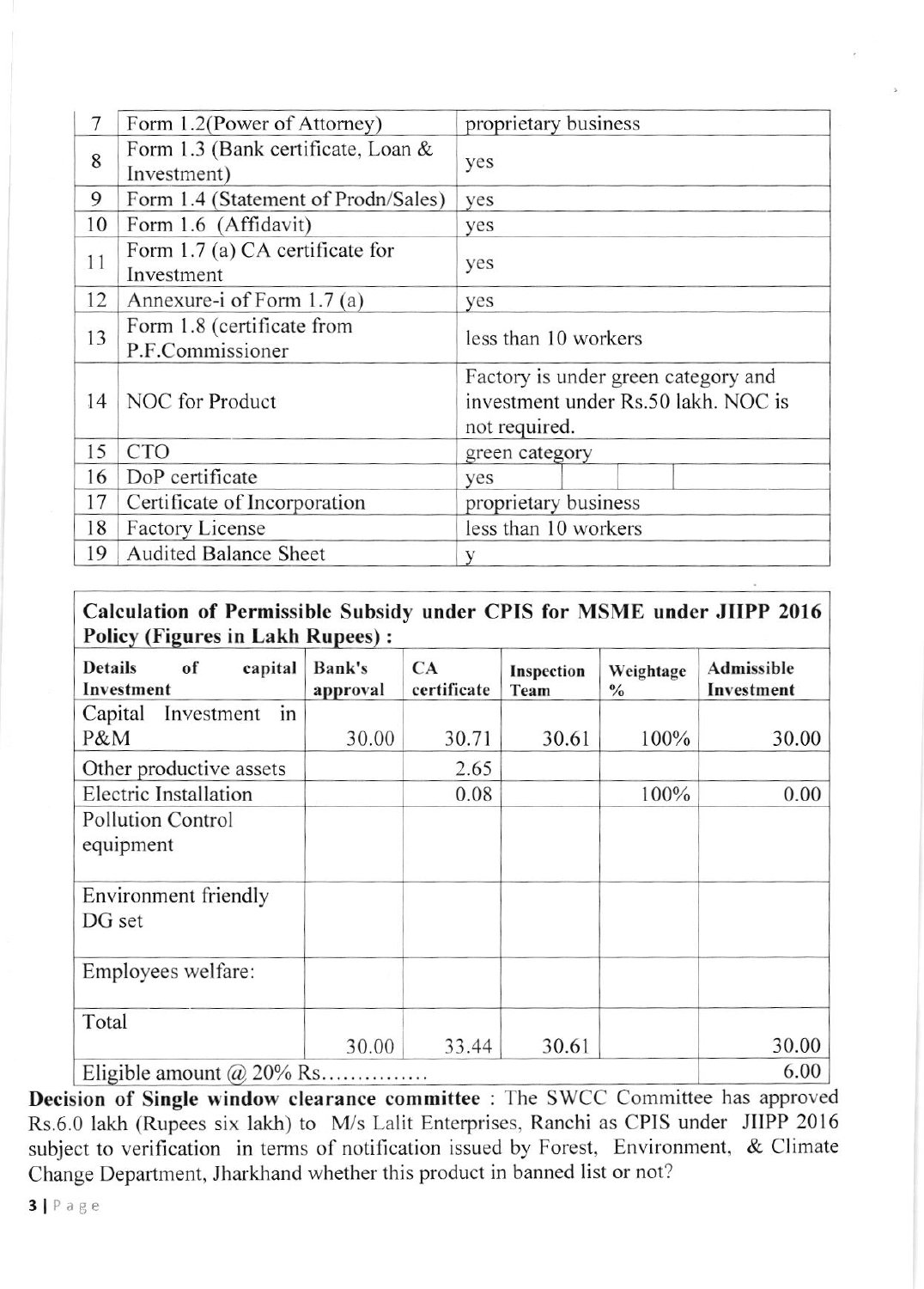| 7 | Form 1.2(Power of Attorney) | proprietary business |
|---|---|---|
| 8 | Form 1.3 (Bank certificate, Loan & Investment) | yes |
| 9 | Form 1.4 (Statement of Prodn/Sales) | yes |
| 10 | Form 1.6 (Affidavit) | yes |
| 11 | Form 1.7 (a) CA certificate for Investment | yes |
| 12 | Annexure-i of Form 1.7 (a) | yes |
| 13 | Form 1.8 (certificate from P.F.Commissioner | less than 10 workers |
| 14 | NOC for Product | Factory is under green category and investment under Rs.50 lakh. NOC is not required. |
| 15 | CTO | green category |
| 16 | DoP certificate | yes |
| 17 | Certificate of Incorporation | proprietary business |
| 18 | Factory License | less than 10 workers |
| 19 | Audited Balance Sheet | y |

**Calculation of Permissible Subsidy under CPIS for MSME under JIIPP 2016 Policy (Figures in Lakh Rupees) :**

| Details of capital Investment | Bank's approval | CA certificate | Inspection Team | Weightage % | Admissible Investment |
|---|---|---|---|---|---|
| Capital Investment in P&M | 30.00 | 30.71 | 30.61 | 100% | 30.00 |
| Other productive assets | | 2.65 | | | |
| Electric Installation | | 0.08 | | 100% | 0.00 |
| Pollution Control equipment | | | | | |
| Environment friendly DG set | | | | | |
| Employees welfare: | | | | | |
| Total | 30.00 | 33.44 | 30.61 | | 30.00 |
| Eligible amount @ 20% Rs.............. | | | | | 6.00 |

**Decision of Single window clearance committee** : The SWCC Committee has approved Rs.6.0 lakh (Rupees six lakh) to M/s Lalit Enterprises, Ranchi as CPIS under JIIPP 2016 subject to verification in terms of notification issued by Forest, Environment, & Climate Change Department, Jharkhand whether this product in banned list or not?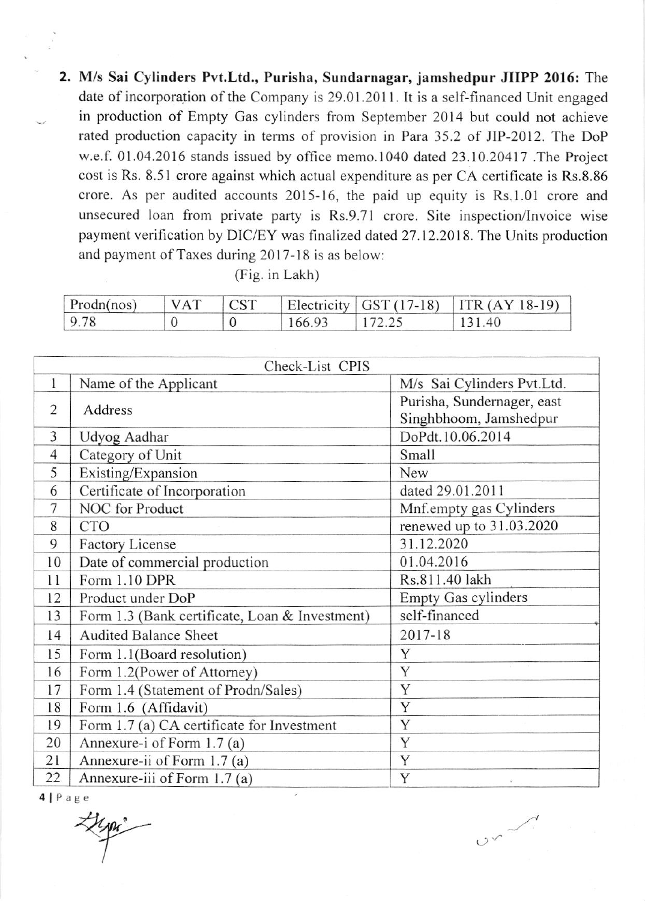2. **M/s Sai Cylinders Pvt.Ltd., Purisha, Sundarnagar, jamshedpur JIIPP 2016:** The date of incorporation of the Company is 29.01.2011. It is a self-financed Unit engaged in production of Empty Gas cylinders from September 2014 but could not achieve rated production capacity in terms of provision in Para 35.2 of JIP-2012. The DoP w.e.f. 01.04.2016 stands issued by office memo.1040 dated 23.10.20417 .The Project cost is Rs. 8.51 crore against which actual expenditure as per CA certificate is Rs.8.86 crore. As per audited accounts 2015-16, the paid up equity is Rs.1.01 crore and unsecured loan from private party is Rs.9.71 crore. Site inspection/Invoice wise payment verification by DIC/EY was finalized dated 27.12.2018. The Units production and payment of Taxes during 2017-18 is as below:

(Fig. in Lakh)

| Prodn(nos) | VAT | CST | Electricity | GST (17-18) | ITR (AY 18-19) |
|---|---|---|---|---|---|
| 9.78 | 0 | 0 | 166.93 | 172.25 | 131.40 |

| Check-List CPIS | | |
|---|---|---|
| 1 | Name of the Applicant | M/s Sai Cylinders Pvt.Ltd. |
| 2 | Address | Purisha, Sundernager, east Singhbhoom, Jamshedpur |
| 3 | Udyog Aadhar | DoPdt.10.06.2014 |
| 4 | Category of Unit | Small |
| 5 | Existing/Expansion | New |
| 6 | Certificate of Incorporation | dated 29.01.2011 |
| 7 | NOC for Product | Mnf.empty gas Cylinders |
| 8 | CTO | renewed up to 31.03.2020 |
| 9 | Factory License | 31.12.2020 |
| 10 | Date of commercial production | 01.04.2016 |
| 11 | Form 1.10 DPR | Rs.811.40 lakh |
| 12 | Product under DoP | Empty Gas cylinders |
| 13 | Form 1.3 (Bank certificate, Loan & Investment) | self-financed |
| 14 | Audited Balance Sheet | 2017-18 |
| 15 | Form 1.1(Board resolution) | Y |
| 16 | Form 1.2(Power of Attorney) | Y |
| 17 | Form 1.4 (Statement of Prodn/Sales) | Y |
| 18 | Form 1.6 (Affidavit) | Y |
| 19 | Form 1.7 (a) CA certificate for Investment | Y |
| 20 | Annexure-i of Form 1.7 (a) | Y |
| 21 | Annexure-ii of Form 1.7 (a) | Y |
| 22 | Annexure-iii of Form 1.7 (a) | Y |